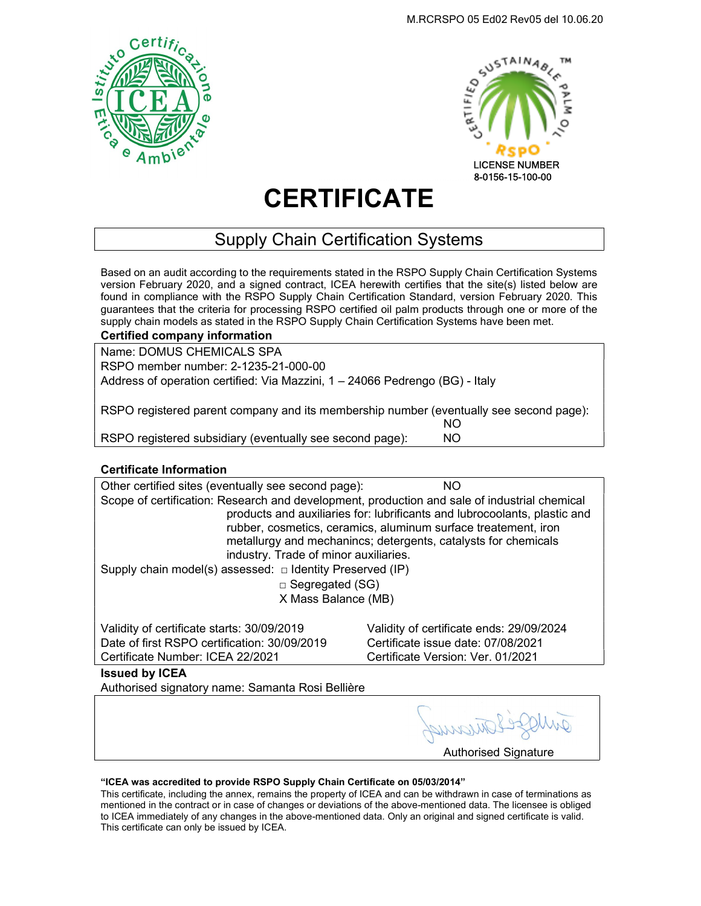M.RCRSPO 05 Ed02 Rev05 del 10.06.20

LICENSE NUMBER
8-0156-15-100-00

# CERTIFICATE

## Supply Chain Certification Systems

Based on an audit according to the requirements stated in the RSPO Supply Chain Certification Systems version February 2020, and a signed contract, ICEA herewith certifies that the site(s) listed below are found in compliance with the RSPO Supply Chain Certification Standard, version February 2020. This guarantees that the criteria for processing RSPO certified oil palm products through one or more of the supply chain models as stated in the RSPO Supply Chain Certification Systems have been met.

**Certified company information**

Name: DOMUS CHEMICALS SPA
RSPO member number: 2-1235-21-000-00
Address of operation certified: Via Mazzini, 1 – 24066 Pedrengo (BG) - Italy

RSPO registered parent company and its membership number (eventually see second page): NO
RSPO registered subsidiary (eventually see second page): NO

**Certificate Information**

Other certified sites (eventually see second page): NO

Scope of certification: Research and development, production and sale of industrial chemical products and auxiliaries for: lubrificants and lubrocoolants, plastic and rubber, cosmetics, ceramics, aluminum surface treatement, iron metallurgy and mechanincs; detergents, catalysts for chemicals industry. Trade of minor auxiliaries.

Supply chain model(s) assessed:
- □ Identity Preserved (IP)
- □ Segregated (SG)
- X Mass Balance (MB)

| | |
|---|---|
| Validity of certificate starts: 30/09/2019 | Validity of certificate ends: 29/09/2024 |
| Date of first RSPO certification: 30/09/2019 | Certificate issue date: 07/08/2021 |
| Certificate Number: ICEA 22/2021 | Certificate Version: Ver. 01/2021 |

**Issued by ICEA**

Authorised signatory name: Samanta Rosi Bellière

Authorised Signature

**"ICEA was accredited to provide RSPO Supply Chain Certificate on 05/03/2014"**

This certificate, including the annex, remains the property of ICEA and can be withdrawn in case of terminations as mentioned in the contract or in case of changes or deviations of the above-mentioned data. The licensee is obliged to ICEA immediately of any changes in the above-mentioned data. Only an original and signed certificate is valid. This certificate can only be issued by ICEA.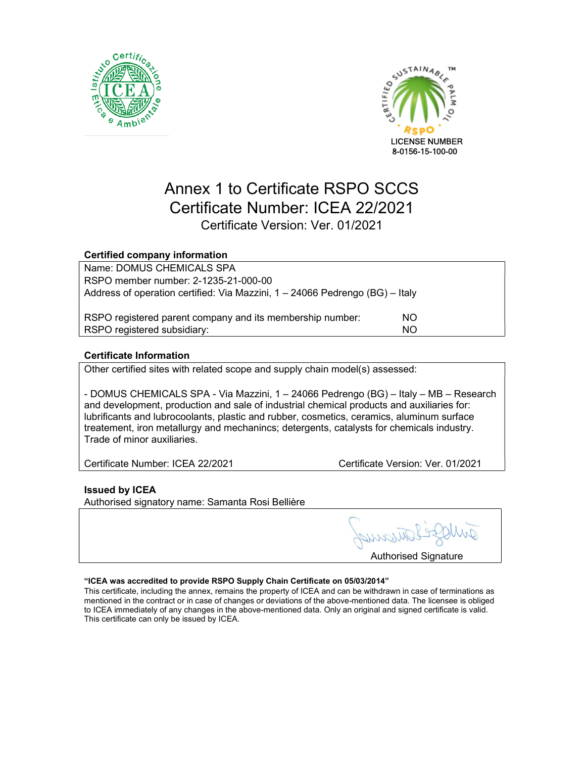LICENSE NUMBER
8-0156-15-100-00

# Annex 1 to Certificate RSPO SCCS

## Certificate Number: ICEA 22/2021

Certificate Version: Ver. 01/2021

**Certified company information**

Name: DOMUS CHEMICALS SPA
RSPO member number: 2-1235-21-000-00
Address of operation certified: Via Mazzini, 1 – 24066 Pedrengo (BG) – Italy

| | |
|---|---|
| RSPO registered parent company and its membership number: | NO |
| RSPO registered subsidiary: | NO |

**Certificate Information**

Other certified sites with related scope and supply chain model(s) assessed:

- DOMUS CHEMICALS SPA - Via Mazzini, 1 – 24066 Pedrengo (BG) – Italy – MB – Research and development, production and sale of industrial chemical products and auxiliaries for: lubrificants and lubrocoolants, plastic and rubber, cosmetics, ceramics, aluminum surface treatement, iron metallurgy and mechanincs; detergents, catalysts for chemicals industry. Trade of minor auxiliaries.

Certificate Number: ICEA 22/2021 Certificate Version: Ver. 01/2021

**Issued by ICEA**

Authorised signatory name: Samanta Rosi Bellière

Authorised Signature

**"ICEA was accredited to provide RSPO Supply Chain Certificate on 05/03/2014"**

This certificate, including the annex, remains the property of ICEA and can be withdrawn in case of terminations as mentioned in the contract or in case of changes or deviations of the above-mentioned data. The licensee is obliged to ICEA immediately of any changes in the above-mentioned data. Only an original and signed certificate is valid. This certificate can only be issued by ICEA.